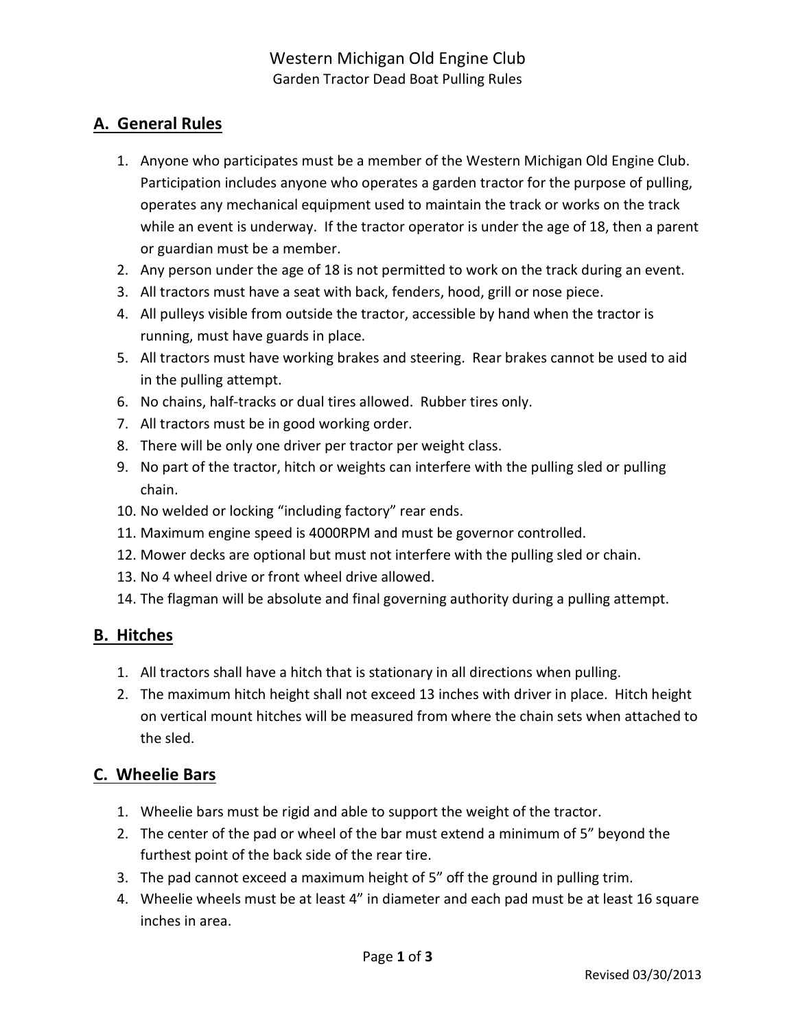# Western Michigan Old Engine Club

Garden Tractor Dead Boat Pulling Rules

## A. General Rules

1. Anyone who participates must be a member of the Western Michigan Old Engine Club. Participation includes anyone who operates a garden tractor for the purpose of pulling, operates any mechanical equipment used to maintain the track or works on the track while an event is underway. If the tractor operator is under the age of 18, then a parent or guardian must be a member.
2. Any person under the age of 18 is not permitted to work on the track during an event.
3. All tractors must have a seat with back, fenders, hood, grill or nose piece.
4. All pulleys visible from outside the tractor, accessible by hand when the tractor is running, must have guards in place.
5. All tractors must have working brakes and steering. Rear brakes cannot be used to aid in the pulling attempt.
6. No chains, half-tracks or dual tires allowed. Rubber tires only.
7. All tractors must be in good working order.
8. There will be only one driver per tractor per weight class.
9. No part of the tractor, hitch or weights can interfere with the pulling sled or pulling chain.
10. No welded or locking "including factory" rear ends.
11. Maximum engine speed is 4000RPM and must be governor controlled.
12. Mower decks are optional but must not interfere with the pulling sled or chain.
13. No 4 wheel drive or front wheel drive allowed.
14. The flagman will be absolute and final governing authority during a pulling attempt.

## B. Hitches

1. All tractors shall have a hitch that is stationary in all directions when pulling.
2. The maximum hitch height shall not exceed 13 inches with driver in place. Hitch height on vertical mount hitches will be measured from where the chain sets when attached to the sled.

## C. Wheelie Bars

1. Wheelie bars must be rigid and able to support the weight of the tractor.
2. The center of the pad or wheel of the bar must extend a minimum of 5" beyond the furthest point of the back side of the rear tire.
3. The pad cannot exceed a maximum height of 5" off the ground in pulling trim.
4. Wheelie wheels must be at least 4" in diameter and each pad must be at least 16 square inches in area.

Revised 03/30/2013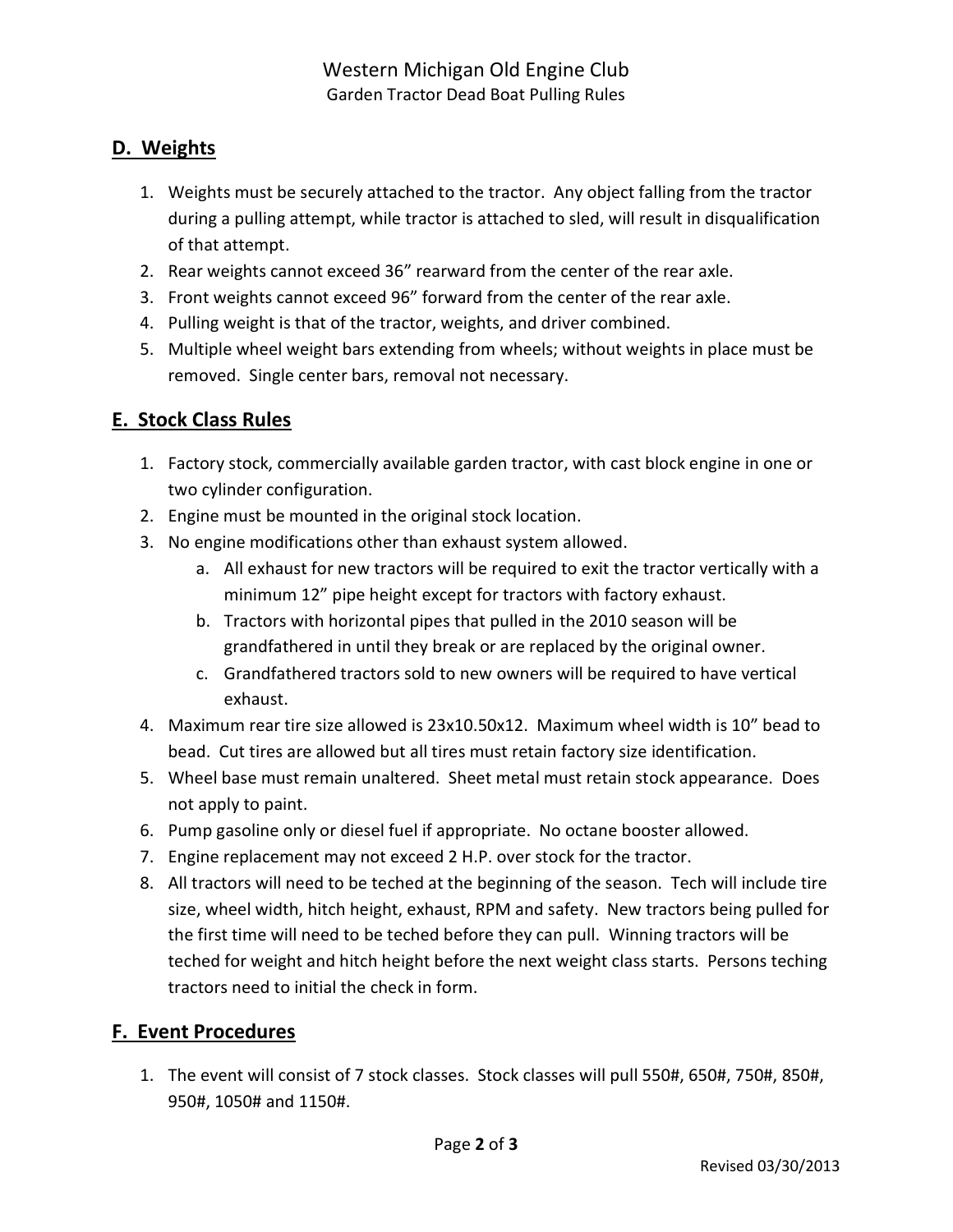## D. Weights

1. Weights must be securely attached to the tractor. Any object falling from the tractor during a pulling attempt, while tractor is attached to sled, will result in disqualification of that attempt.
2. Rear weights cannot exceed 36" rearward from the center of the rear axle.
3. Front weights cannot exceed 96" forward from the center of the rear axle.
4. Pulling weight is that of the tractor, weights, and driver combined.
5. Multiple wheel weight bars extending from wheels; without weights in place must be removed. Single center bars, removal not necessary.

## E. Stock Class Rules

1. Factory stock, commercially available garden tractor, with cast block engine in one or two cylinder configuration.
2. Engine must be mounted in the original stock location.
3. No engine modifications other than exhaust system allowed.
   a. All exhaust for new tractors will be required to exit the tractor vertically with a minimum 12" pipe height except for tractors with factory exhaust.
   b. Tractors with horizontal pipes that pulled in the 2010 season will be grandfathered in until they break or are replaced by the original owner.
   c. Grandfathered tractors sold to new owners will be required to have vertical exhaust.
4. Maximum rear tire size allowed is 23x10.50x12. Maximum wheel width is 10" bead to bead. Cut tires are allowed but all tires must retain factory size identification.
5. Wheel base must remain unaltered. Sheet metal must retain stock appearance. Does not apply to paint.
6. Pump gasoline only or diesel fuel if appropriate. No octane booster allowed.
7. Engine replacement may not exceed 2 H.P. over stock for the tractor.
8. All tractors will need to be teched at the beginning of the season. Tech will include tire size, wheel width, hitch height, exhaust, RPM and safety. New tractors being pulled for the first time will need to be teched before they can pull. Winning tractors will be teched for weight and hitch height before the next weight class starts. Persons teching tractors need to initial the check in form.

## F. Event Procedures

1. The event will consist of 7 stock classes. Stock classes will pull 550#, 650#, 750#, 850#, 950#, 1050# and 1150#.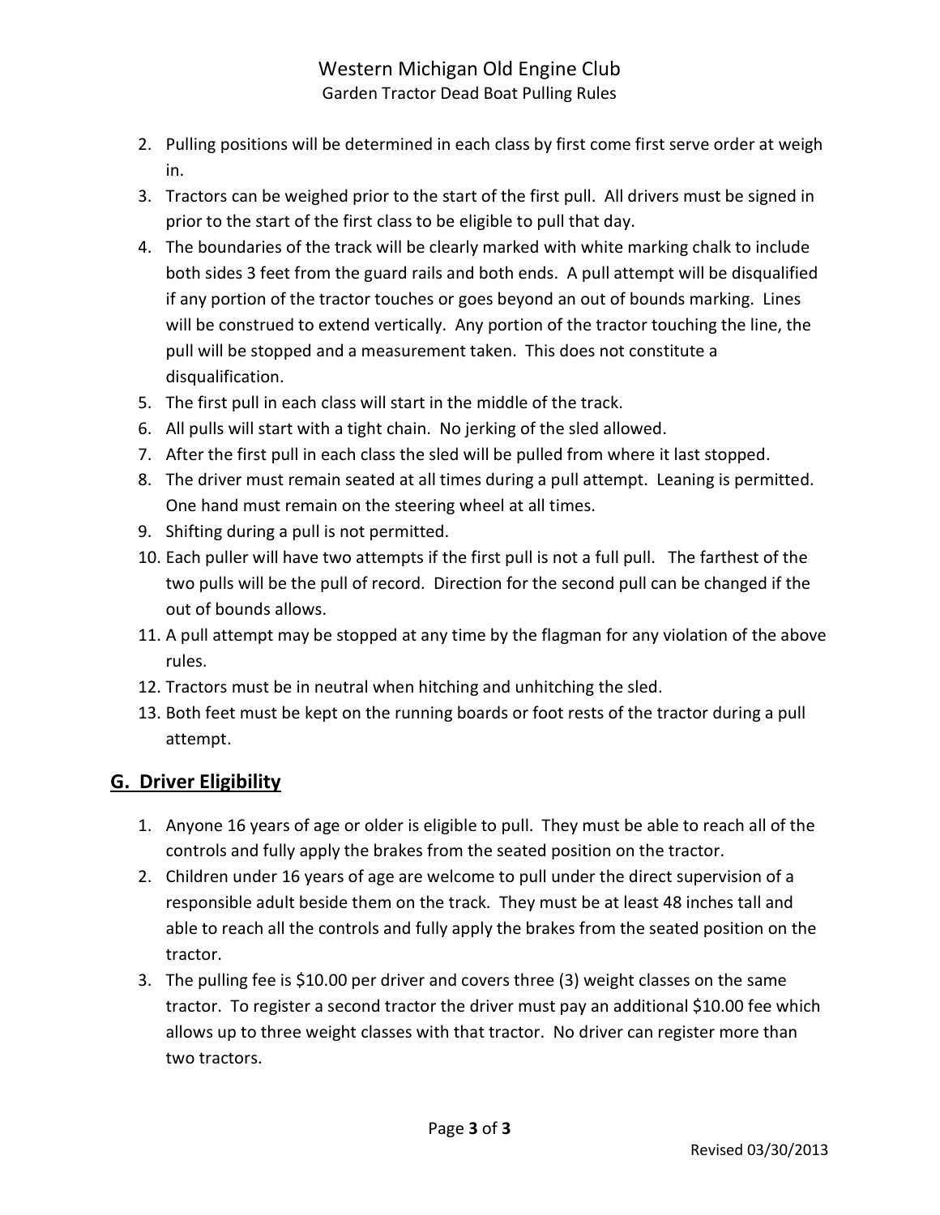2. Pulling positions will be determined in each class by first come first serve order at weigh in.
3. Tractors can be weighed prior to the start of the first pull. All drivers must be signed in prior to the start of the first class to be eligible to pull that day.
4. The boundaries of the track will be clearly marked with white marking chalk to include both sides 3 feet from the guard rails and both ends. A pull attempt will be disqualified if any portion of the tractor touches or goes beyond an out of bounds marking. Lines will be construed to extend vertically. Any portion of the tractor touching the line, the pull will be stopped and a measurement taken. This does not constitute a disqualification.
5. The first pull in each class will start in the middle of the track.
6. All pulls will start with a tight chain. No jerking of the sled allowed.
7. After the first pull in each class the sled will be pulled from where it last stopped.
8. The driver must remain seated at all times during a pull attempt. Leaning is permitted. One hand must remain on the steering wheel at all times.
9. Shifting during a pull is not permitted.
10. Each puller will have two attempts if the first pull is not a full pull. The farthest of the two pulls will be the pull of record. Direction for the second pull can be changed if the out of bounds allows.
11. A pull attempt may be stopped at any time by the flagman for any violation of the above rules.
12. Tractors must be in neutral when hitching and unhitching the sled.
13. Both feet must be kept on the running boards or foot rests of the tractor during a pull attempt.

## G. Driver Eligibility

1. Anyone 16 years of age or older is eligible to pull. They must be able to reach all of the controls and fully apply the brakes from the seated position on the tractor.
2. Children under 16 years of age are welcome to pull under the direct supervision of a responsible adult beside them on the track. They must be at least 48 inches tall and able to reach all the controls and fully apply the brakes from the seated position on the tractor.
3. The pulling fee is $10.00 per driver and covers three (3) weight classes on the same tractor. To register a second tractor the driver must pay an additional $10.00 fee which allows up to three weight classes with that tractor. No driver can register more than two tractors.

Revised 03/30/2013